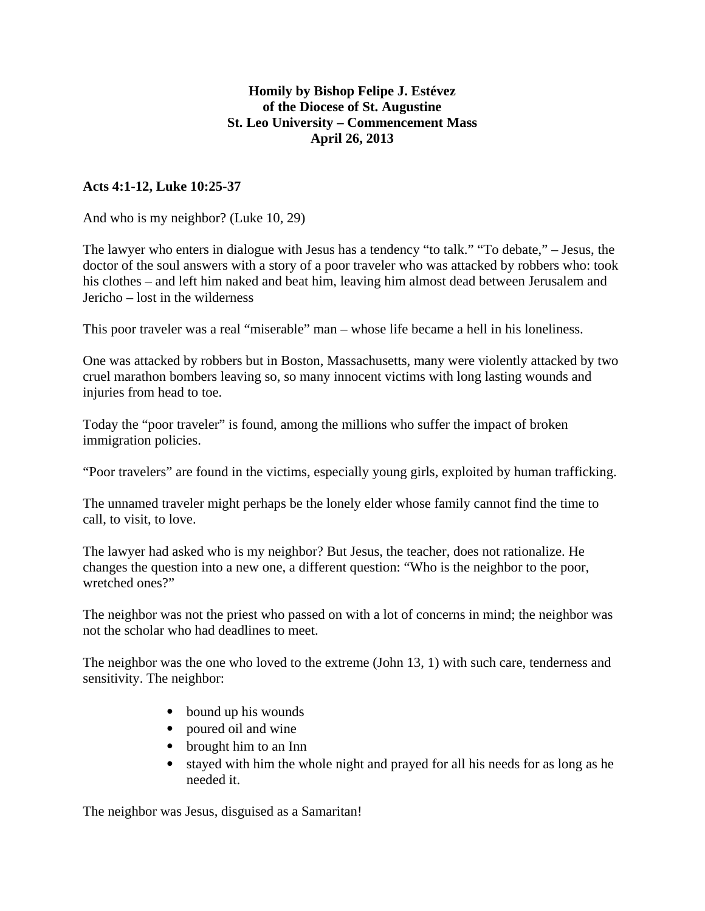**Homily by Bishop Felipe J. Estévez**
**of the Diocese of St. Augustine**
**St. Leo University – Commencement Mass**
**April 26, 2013**

**Acts 4:1-12, Luke 10:25-37**

And who is my neighbor? (Luke 10, 29)

The lawyer who enters in dialogue with Jesus has a tendency "to talk." "To debate," – Jesus, the doctor of the soul answers with a story of a poor traveler who was attacked by robbers who: took his clothes – and left him naked and beat him, leaving him almost dead between Jerusalem and Jericho – lost in the wilderness

This poor traveler was a real "miserable" man – whose life became a hell in his loneliness.

One was attacked by robbers but in Boston, Massachusetts, many were violently attacked by two cruel marathon bombers leaving so, so many innocent victims with long lasting wounds and injuries from head to toe.

Today the "poor traveler" is found, among the millions who suffer the impact of broken immigration policies.

"Poor travelers" are found in the victims, especially young girls, exploited by human trafficking.

The unnamed traveler might perhaps be the lonely elder whose family cannot find the time to call, to visit, to love.

The lawyer had asked who is my neighbor? But Jesus, the teacher, does not rationalize. He changes the question into a new one, a different question: "Who is the neighbor to the poor, wretched ones?"

The neighbor was not the priest who passed on with a lot of concerns in mind; the neighbor was not the scholar who had deadlines to meet.

The neighbor was the one who loved to the extreme (John 13, 1) with such care, tenderness and sensitivity. The neighbor:

- bound up his wounds
- poured oil and wine
- brought him to an Inn
- stayed with him the whole night and prayed for all his needs for as long as he needed it.

The neighbor was Jesus, disguised as a Samaritan!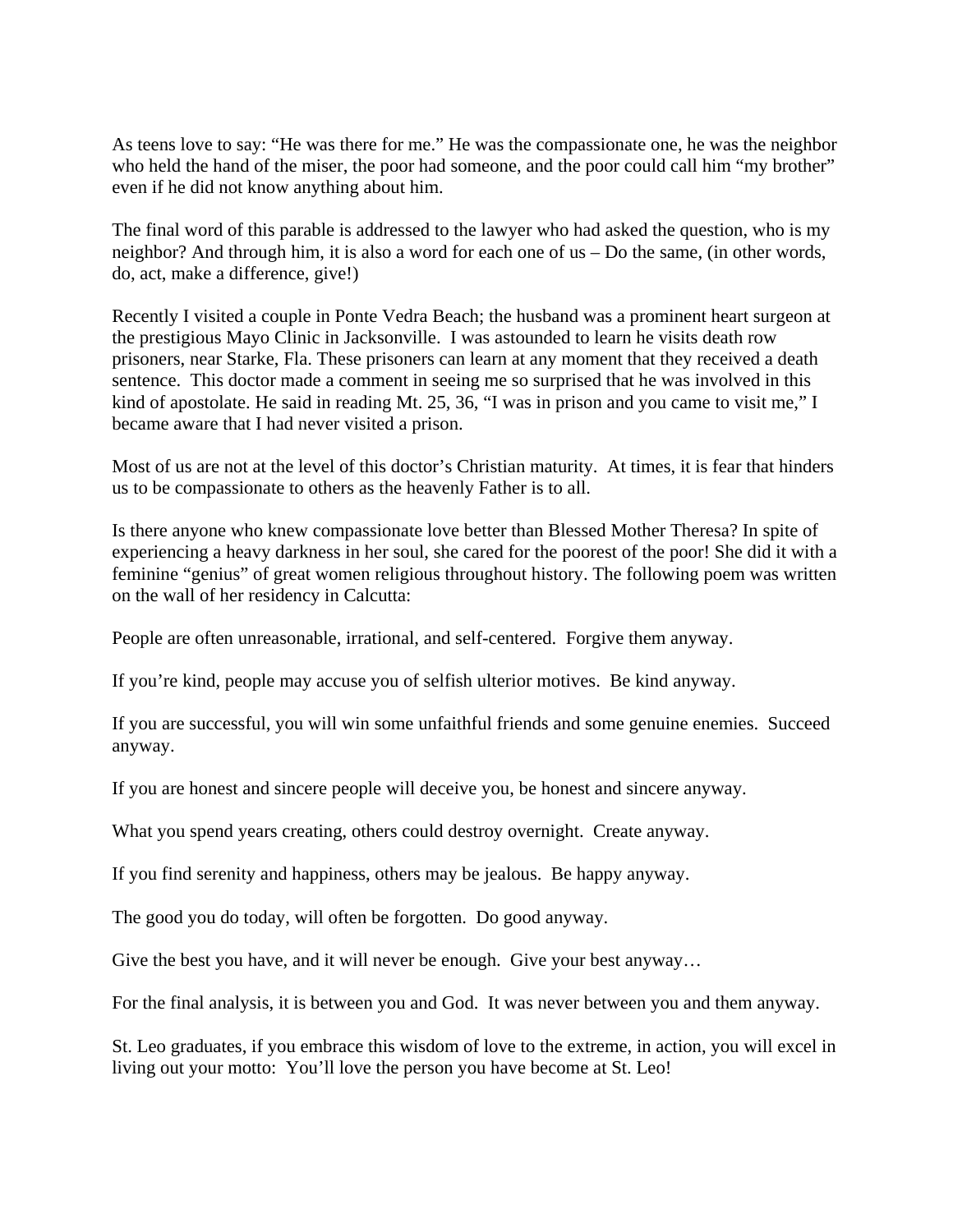As teens love to say: “He was there for me.” He was the compassionate one, he was the neighbor who held the hand of the miser, the poor had someone, and the poor could call him “my brother” even if he did not know anything about him.

The final word of this parable is addressed to the lawyer who had asked the question, who is my neighbor? And through him, it is also a word for each one of us – Do the same, (in other words, do, act, make a difference, give!)

Recently I visited a couple in Ponte Vedra Beach; the husband was a prominent heart surgeon at the prestigious Mayo Clinic in Jacksonville. I was astounded to learn he visits death row prisoners, near Starke, Fla. These prisoners can learn at any moment that they received a death sentence. This doctor made a comment in seeing me so surprised that he was involved in this kind of apostolate. He said in reading Mt. 25, 36, “I was in prison and you came to visit me,” I became aware that I had never visited a prison.

Most of us are not at the level of this doctor’s Christian maturity. At times, it is fear that hinders us to be compassionate to others as the heavenly Father is to all.

Is there anyone who knew compassionate love better than Blessed Mother Theresa? In spite of experiencing a heavy darkness in her soul, she cared for the poorest of the poor! She did it with a feminine “genius” of great women religious throughout history. The following poem was written on the wall of her residency in Calcutta:

People are often unreasonable, irrational, and self-centered. Forgive them anyway.

If you’re kind, people may accuse you of selfish ulterior motives. Be kind anyway.

If you are successful, you will win some unfaithful friends and some genuine enemies. Succeed anyway.

If you are honest and sincere people will deceive you, be honest and sincere anyway.

What you spend years creating, others could destroy overnight. Create anyway.

If you find serenity and happiness, others may be jealous. Be happy anyway.

The good you do today, will often be forgotten. Do good anyway.

Give the best you have, and it will never be enough. Give your best anyway…

For the final analysis, it is between you and God. It was never between you and them anyway.

St. Leo graduates, if you embrace this wisdom of love to the extreme, in action, you will excel in living out your motto: You’ll love the person you have become at St. Leo!